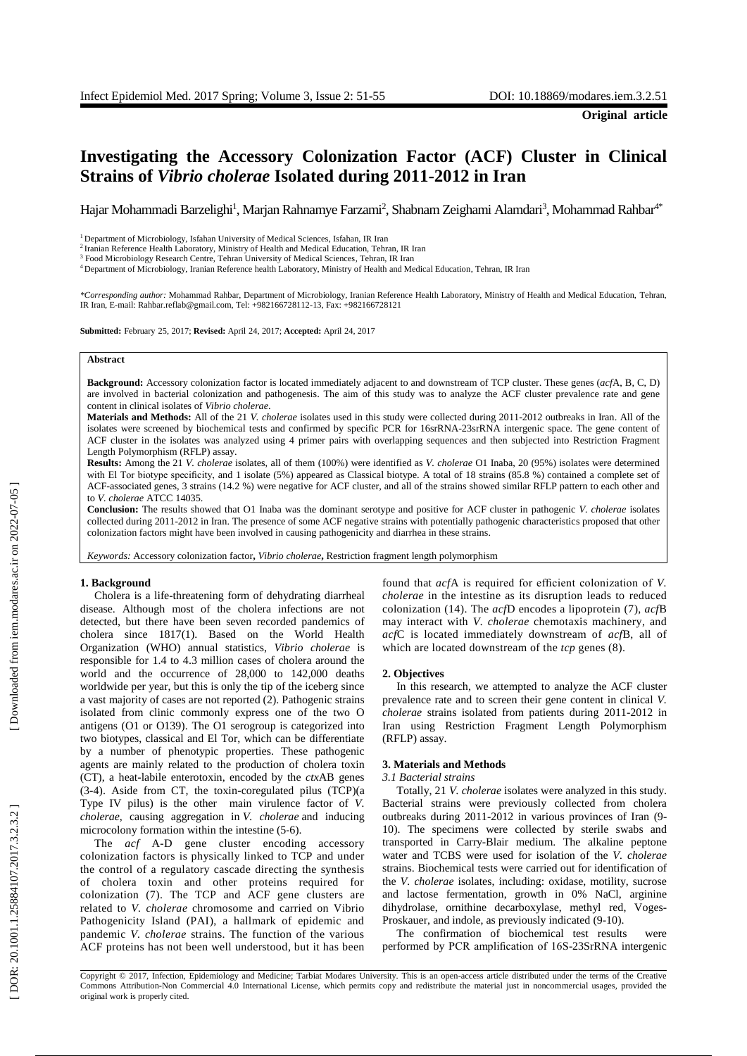**Original article**

# Investigating the Accessory Colonization Factor (ACF) Cluster in Clinical Strains of *Vibrio cholerae* Isolated during 2011-2012 in Iran

Hajar Mohammadi Barzelighi[1], Marjan Rahnamye Farzami[2], Shabnam Zeighami Alamdari[3], Mohammad Rahbar[4*]

[1] Department of Microbiology, Isfahan University of Medical Sciences, Isfahan, IR Iran
[2] Iranian Reference Health Laboratory, Ministry of Health and Medical Education, Tehran, IR Iran
[3] Food Microbiology Research Centre, Tehran University of Medical Sciences, Tehran, IR Iran
[4] Department of Microbiology, Iranian Reference health Laboratory, Ministry of Health and Medical Education, Tehran, IR Iran

*\*Corresponding author:* Mohammad Rahbar, Department of Microbiology, Iranian Reference Health Laboratory, Ministry of Health and Medical Education, Tehran, IR Iran, E-mail: Rahbar.reflab@gmail.com, Tel: +982166728112-13, Fax: +982166728121

**Submitted:** February 25, 2017; **Revised:** April 24, 2017; **Accepted:** April 24, 2017

**Abstract**

**Background:** Accessory colonization factor is located immediately adjacent to and downstream of TCP cluster. These genes (*acf*A, B, C, D) are involved in bacterial colonization and pathogenesis. The aim of this study was to analyze the ACF cluster prevalence rate and gene content in clinical isolates of *Vibrio cholerae*.

**Materials and Methods:** All of the 21 *V. cholerae* isolates used in this study were collected during 2011-2012 outbreaks in Iran. All of the isolates were screened by biochemical tests and confirmed by specific PCR for 16srRNA-23srRNA intergenic space. The gene content of ACF cluster in the isolates was analyzed using 4 primer pairs with overlapping sequences and then subjected into Restriction Fragment Length Polymorphism (RFLP) assay.

**Results:** Among the 21 *V. cholerae* isolates, all of them (100%) were identified as *V. cholerae* O1 Inaba, 20 (95%) isolates were determined with El Tor biotype specificity, and 1 isolate (5%) appeared as Classical biotype. A total of 18 strains (85.8 %) contained a complete set of ACF-associated genes, 3 strains (14.2 %) were negative for ACF cluster, and all of the strains showed similar RFLP pattern to each other and to *V. cholerae* ATCC 14035.

**Conclusion:** The results showed that O1 Inaba was the dominant serotype and positive for ACF cluster in pathogenic *V. cholerae* isolates collected during 2011-2012 in Iran. The presence of some ACF negative strains with potentially pathogenic characteristics proposed that other colonization factors might have been involved in causing pathogenicity and diarrhea in these strains.

*Keywords:* Accessory colonization factor**,** *Vibrio cholerae***,** Restriction fragment length polymorphism

## 1. Background

Cholera is a life-threatening form of dehydrating diarrheal disease. Although most of the cholera infections are not detected, but there have been seven recorded pandemics of cholera since 1817(1). Based on the World Health Organization (WHO) annual statistics, *Vibrio cholerae* is responsible for 1.4 to 4.3 million cases of cholera around the world and the occurrence of 28,000 to 142,000 deaths worldwide per year, but this is only the tip of the iceberg since a vast majority of cases are not reported (2). Pathogenic strains isolated from clinic commonly express one of the two O antigens (O1 or O139). The O1 serogroup is categorized into two biotypes, classical and El Tor, which can be differentiate by a number of phenotypic properties. These pathogenic agents are mainly related to the production of cholera toxin (CT), a heat-labile enterotoxin, encoded by the *ctx*AB genes (3-4). Aside from CT, the toxin-coregulated pilus (TCP)(a Type IV pilus) is the other main virulence factor of *V. cholerae*, causing aggregation in *V. cholerae* and inducing microcolony formation within the intestine (5-6).

The *acf* A-D gene cluster encoding accessory colonization factors is physically linked to TCP and under the control of a regulatory cascade directing the synthesis of cholera toxin and other proteins required for colonization (7). The TCP and ACF gene clusters are related to *V. cholerae* chromosome and carried on Vibrio Pathogenicity Island (PAI), a hallmark of epidemic and pandemic *V. cholerae* strains. The function of the various ACF proteins has not been well understood, but it has been found that *acf*A is required for efficient colonization of *V. cholerae* in the intestine as its disruption leads to reduced colonization (14). The *acf*D encodes a lipoprotein (7), *acf*B may interact with *V. cholerae* chemotaxis machinery, and *acf*C is located immediately downstream of *acf*B, all of which are located downstream of the *tcp* genes (8).

## 2. Objectives

In this research, we attempted to analyze the ACF cluster prevalence rate and to screen their gene content in clinical *V. cholerae* strains isolated from patients during 2011-2012 in Iran using Restriction Fragment Length Polymorphism (RFLP) assay.

## 3. Materials and Methods

### *3.1 Bacterial strains*

Totally, 21 *V. cholerae* isolates were analyzed in this study. Bacterial strains were previously collected from cholera outbreaks during 2011-2012 in various provinces of Iran (9-10). The specimens were collected by sterile swabs and transported in Carry-Blair medium. The alkaline peptone water and TCBS were used for isolation of the *V. cholerae* strains. Biochemical tests were carried out for identification of the *V. cholerae* isolates, including: oxidase, motility, sucrose and lactose fermentation, growth in 0% NaCl, arginine dihydrolase, ornithine decarboxylase, methyl red, Voges-Proskauer, and indole, as previously indicated (9-10).

The confirmation of biochemical test results were performed by PCR amplification of 16S-23SrRNA intergenic

Copyright © 2017, Infection, Epidemiology and Medicine; Tarbiat Modares University. This is an open-access article distributed under the terms of the Creative Commons Attribution-Non Commercial 4.0 International License, which permits copy and redistribute the material just in noncommercial usages, provided the original work is properly cited.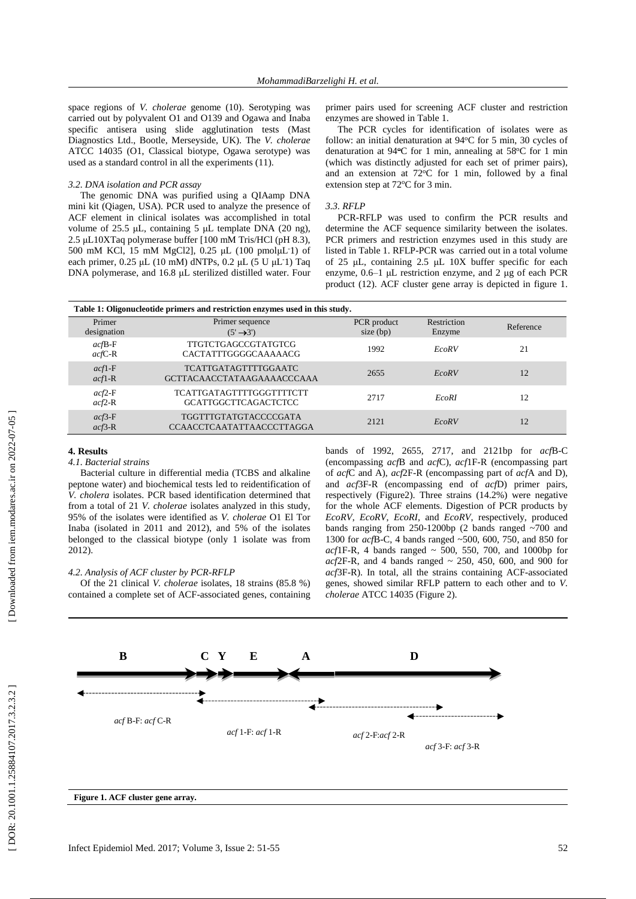space regions of *V. cholerae* genome (10). Serotyping was carried out by polyvalent O1 and O139 and Ogawa and Inaba specific antisera using slide agglutination tests (Mast Diagnostics Ltd., Bootle, Merseyside, UK). The *V. cholerae* ATCC 14035 (O1, Classical biotype, Ogawa serotype) was used as a standard control in all the experiments (11).

### *3.2. DNA isolation and PCR assay*

The genomic DNA was purified using a QIAamp DNA mini kit (Qiagen, USA). PCR used to analyze the presence of ACF element in clinical isolates was accomplished in total volume of 25.5 μL, containing 5 μL template DNA (20 ng), 2.5 μL10XTaq polymerase buffer [100 mM Tris/HCl (pH 8.3), 500 mM KCl, 15 mM MgCl2], 0.25 μL (100 pmolμL-1) of each primer, 0.25 μL (10 mM) dNTPs, 0.2 μL (5 U μL-1) Taq DNA polymerase, and 16.8 μL sterilized distilled water. Four primer pairs used for screening ACF cluster and restriction enzymes are showed in Table 1.

The PCR cycles for identification of isolates were as follow: an initial denaturation at 94°C for 5 min, 30 cycles of denaturation at 94°C for 1 min, annealing at 58°C for 1 min (which was distinctly adjusted for each set of primer pairs), and an extension at 72°C for 1 min, followed by a final extension step at 72°C for 3 min.

### *3.3. RFLP*

PCR-RFLP was used to confirm the PCR results and determine the ACF sequence similarity between the isolates. PCR primers and restriction enzymes used in this study are listed in Table 1. RFLP-PCR was carried out in a total volume of 25 μL, containing 2.5 μL 10X buffer specific for each enzyme, 0.6–1 μL restriction enzyme, and 2 μg of each PCR product (12). ACF cluster gene array is depicted in figure 1.

**Table 1: Oligonucleotide primers and restriction enzymes used in this study.**

| Primer designation | Primer sequence (5' →3') | PCR product size (bp) | Restriction Enzyme | Reference |
|---|---|---|---|---|
| *acf*B-F<br>*acf*C-R | TTGTCTGAGCCGTATGTCG<br>CACTATTTGGGGCAAAAACG | 1992 | *EcoRV* | 21 |
| *acf*1-F<br>*acf*1-R | TCATTGATAGTTTTGGAATC<br>GCTTACAACCTATAAGAAAACCCAAA | 2655 | *EcoRV* | 12 |
| *acf*2-F<br>*acf*2-R | TCATTGATAGTTTTGGGTTTTCTT<br>GCATTGGCTTCAGACTCTCC | 2717 | *EcoRI* | 12 |
| *acf*3-F<br>*acf*3-R | TGGTTTGTATGTACCCCGATA<br>CCAACCTCAATATTAACCCTTAGGA | 2121 | *EcoRV* | 12 |

## 4. Results

### *4.1. Bacterial strains*

Bacterial culture in differential media (TCBS and alkaline peptone water) and biochemical tests led to reidentification of *V. cholera* isolates. PCR based identification determined that from a total of 21 *V. cholerae* isolates analyzed in this study, 95% of the isolates were identified as *V. cholerae* O1 El Tor Inaba (isolated in 2011 and 2012), and 5% of the isolates belonged to the classical biotype (only 1 isolate was from 2012).

### *4.2. Analysis of ACF cluster by PCR-RFLP*

Of the 21 clinical *V. cholerae* isolates, 18 strains (85.8 %) contained a complete set of ACF-associated genes, containing bands of 1992, 2655, 2717, and 2121bp for *acf*B-C (encompassing *acf*B and *acf*C), *acf*1F-R (encompassing part of *acf*C and A), *acf*2F-R (encompassing part of *acf*A and D), and *acf*3F-R (encompassing end of *acf*D) primer pairs, respectively (Figure2). Three strains (14.2%) were negative for the whole ACF elements. Digestion of PCR products by *EcoRV*, *EcoRV*, *EcoRI*, and *EcoRV*, respectively, produced bands ranging from 250-1200bp (2 bands ranged ~700 and 1300 for *acf*B-C, 4 bands ranged ~500, 600, 750, and 850 for *acf*1F-R, 4 bands ranged ~ 500, 550, 700, and 1000bp for *acf*2F-R, and 4 bands ranged ~ 250, 450, 600, and 900 for *acf*3F-R). In total, all the strains containing ACF-associated genes, showed similar RFLP pattern to each other and to *V. cholerae* ATCC 14035 (Figure 2).

B C Y E A D

*acf* B-F: *acf* C-R

*acf* 1-F: *acf* 1-R

*acf* 2-F:*acf* 2-R

*acf* 3-F: *acf* 3-R

**Figure 1. ACF cluster gene array.**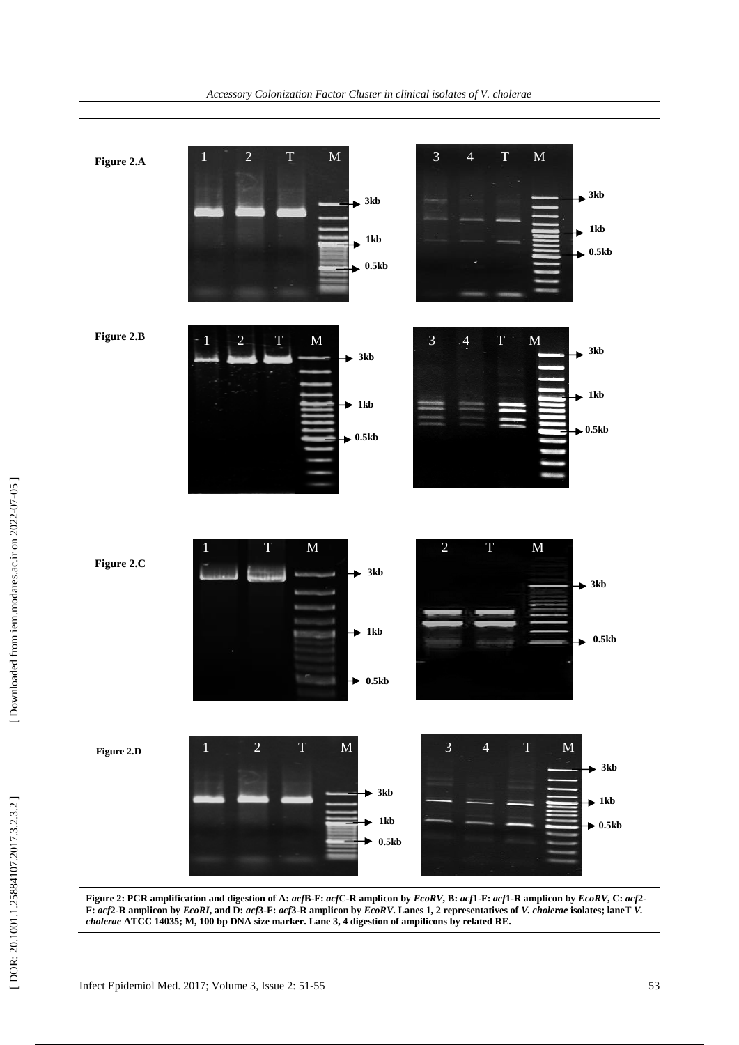**Figure 2: PCR amplification and digestion of A: *acf*B-F: *acf*C-R amplicon by *EcoRV*, B: *acf*1-F: *acf*1-R amplicon by *EcoRV*, C: *acf*2-F: *acf*2-R amplicon by *EcoRI*, and D: *acf*3-F: *acf*3-R amplicon by *EcoRV*. Lanes 1, 2 representatives of *V. cholerae* isolates; laneT *V. cholerae* ATCC 14035; M, 100 bp DNA size marker. Lane 3, 4 digestion of ampilicons by related RE.**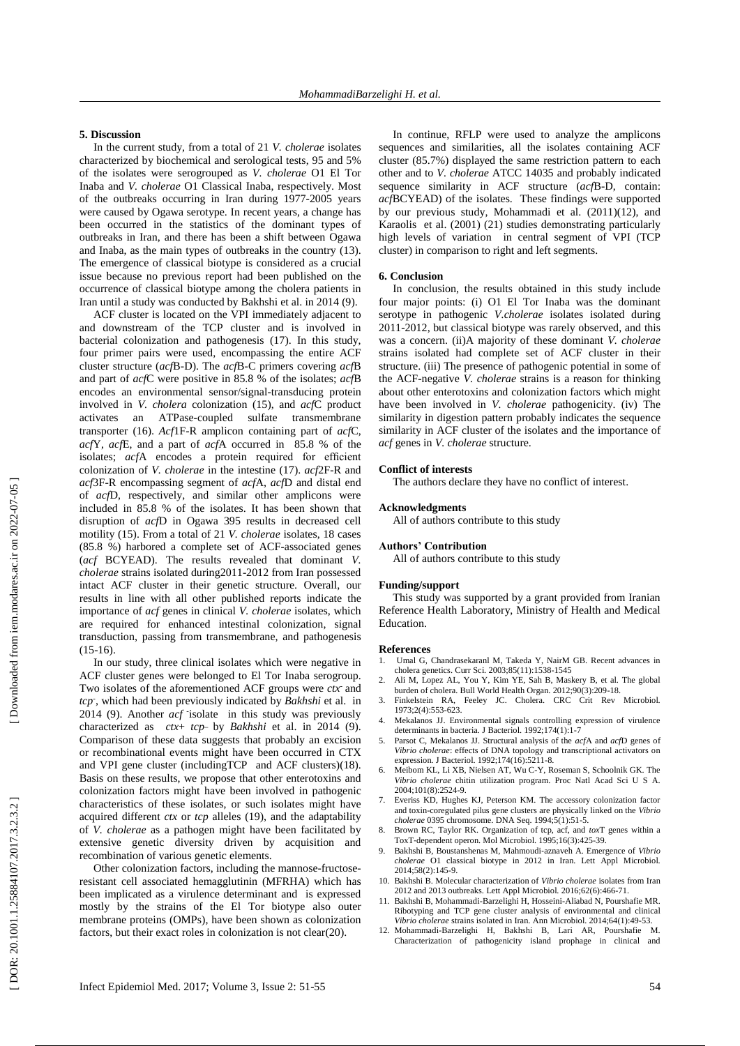## 5. Discussion

In the current study, from a total of 21 *V. cholerae* isolates characterized by biochemical and serological tests, 95 and 5% of the isolates were serogrouped as *V. cholerae* O1 El Tor Inaba and *V. cholerae* O1 Classical Inaba, respectively. Most of the outbreaks occurring in Iran during 1977-2005 years were caused by Ogawa serotype. In recent years, a change has been occurred in the statistics of the dominant types of outbreaks in Iran, and there has been a shift between Ogawa and Inaba, as the main types of outbreaks in the country (13). The emergence of classical biotype is considered as a crucial issue because no previous report had been published on the occurrence of classical biotype among the cholera patients in Iran until a study was conducted by Bakhshi et al. in 2014 (9).

ACF cluster is located on the VPI immediately adjacent to and downstream of the TCP cluster and is involved in bacterial colonization and pathogenesis (17). In this study, four primer pairs were used, encompassing the entire ACF cluster structure (*acf*B-D). The *acf*B-C primers covering *acf*B and part of *acf*C were positive in 85.8 % of the isolates; *acf*B encodes an environmental sensor/signal-transducing protein involved in *V. cholera* colonization (15), and *acf*C product activates an ATPase-coupled sulfate transmembrane transporter (16). *Acf*1F-R amplicon containing part of *acf*C, *acf*Y, *acf*E, and a part of *acf*A occurred in 85.8 % of the isolates; *acf*A encodes a protein required for efficient colonization of *V. cholerae* in the intestine (17). *acf*2F-R and *acf*3F-R encompassing segment of *acf*A, *acf*D and distal end of *acf*D, respectively, and similar other amplicons were included in 85.8 % of the isolates. It has been shown that disruption of *acf*D in Ogawa 395 results in decreased cell motility (15). From a total of 21 *V. cholerae* isolates, 18 cases (85.8 %) harbored a complete set of ACF-associated genes (*acf* BCYEAD). The results revealed that dominant *V. cholerae* strains isolated during2011-2012 from Iran possessed intact ACF cluster in their genetic structure. Overall, our results in line with all other published reports indicate the importance of *acf* genes in clinical *V. cholerae* isolates, which are required for enhanced intestinal colonization, signal transduction, passing from transmembrane, and pathogenesis (15-16).

In our study, three clinical isolates which were negative in ACF cluster genes were belonged to El Tor Inaba serogroup. Two isolates of the aforementioned ACF groups were *ctx*⁻ and *tcp*⁻, which had been previously indicated by *Bakhshi* et al. in 2014 (9). Another *acf*⁻isolate in this study was previously characterized as *ctx*+ *tcp*– by *Bakhshi* et al. in 2014 (9). Comparison of these data suggests that probably an excision or recombinational events might have been occurred in CTX and VPI gene cluster (includingTCP and ACF clusters)(18). Basis on these results, we propose that other enterotoxins and colonization factors might have been involved in pathogenic characteristics of these isolates, or such isolates might have acquired different *ctx* or *tcp* alleles (19), and the adaptability of *V. cholerae* as a pathogen might have been facilitated by extensive genetic diversity driven by acquisition and recombination of various genetic elements.

Other colonization factors, including the mannose-fructose-resistant cell associated hemagglutinin (MFRHA) which has been implicated as a virulence determinant and is expressed mostly by the strains of the El Tor biotype also outer membrane proteins (OMPs), have been shown as colonization factors, but their exact roles in colonization is not clear(20).

In continue, RFLP were used to analyze the amplicons sequences and similarities, all the isolates containing ACF cluster (85.7%) displayed the same restriction pattern to each other and to *V. cholerae* ATCC 14035 and probably indicated sequence similarity in ACF structure (*acf*B-D, contain: *acf*BCYEAD) of the isolates. These findings were supported by our previous study, Mohammadi et al. (2011)(12), and Karaolis et al. (2001) (21) studies demonstrating particularly high levels of variation in central segment of VPI (TCP cluster) in comparison to right and left segments.

## 6. Conclusion

In conclusion, the results obtained in this study include four major points: (i) O1 El Tor Inaba was the dominant serotype in pathogenic *V.cholerae* isolates isolated during 2011-2012, but classical biotype was rarely observed, and this was a concern. (ii)A majority of these dominant *V. cholerae* strains isolated had complete set of ACF cluster in their structure. (iii) The presence of pathogenic potential in some of the ACF-negative *V. cholerae* strains is a reason for thinking about other enterotoxins and colonization factors which might have been involved in *V. cholerae* pathogenicity. (iv) The similarity in digestion pattern probably indicates the sequence similarity in ACF cluster of the isolates and the importance of *acf* genes in *V. cholerae* structure.

### Conflict of interests

The authors declare they have no conflict of interest.

### Acknowledgments

All of authors contribute to this study

### Authors' Contribution

All of authors contribute to this study

### Funding/support

This study was supported by a grant provided from Iranian Reference Health Laboratory, Ministry of Health and Medical Education.

### References

1. Umal G, Chandrasekaranl M, Takeda Y, NairM GB. Recent advances in cholera genetics. Curr Sci. 2003;85(11):1538-1545
2. Ali M, Lopez AL, You Y, Kim YE, Sah B, Maskery B, et al. The global burden of cholera. Bull World Health Organ. 2012;90(3):209-18.
3. Finkelstein RA, Feeley JC. Cholera. CRC Crit Rev Microbiol. 1973;2(4):553-623.
4. Mekalanos JJ. Environmental signals controlling expression of virulence determinants in bacteria. J Bacteriol. 1992;174(1):1-7
5. Parsot C, Mekalanos JJ. Structural analysis of the *acf*A and *acf*D genes of *Vibrio cholerae*: effects of DNA topology and transcriptional activators on expression. J Bacteriol. 1992;174(16):5211-8.
6. Meibom KL, Li XB, Nielsen AT, Wu C-Y, Roseman S, Schoolnik GK. The *Vibrio cholerae* chitin utilization program. Proc Natl Acad Sci U S A. 2004;101(8):2524-9.
7. Everiss KD, Hughes KJ, Peterson KM. The accessory colonization factor and toxin-coregulated pilus gene clusters are physically linked on the *Vibrio cholerae* 0395 chromosome. DNA Seq. 1994;5(1):51-5.
8. Brown RC, Taylor RK. Organization of tcp, acf, and *tox*T genes within a ToxT-dependent operon. Mol Microbiol. 1995;16(3):425-39.
9. Bakhshi B, Boustanshenas M, Mahmoudi-aznaveh A. Emergence of *Vibrio cholerae* O1 classical biotype in 2012 in Iran. Lett Appl Microbiol. 2014;58(2):145-9.
10. Bakhshi B. Molecular characterization of *Vibrio cholerae* isolates from Iran 2012 and 2013 outbreaks. Lett Appl Microbiol. 2016;62(6):466-71.
11. Bakhshi B, Mohammadi-Barzelighi H, Hosseini-Aliabad N, Pourshafie MR. Ribotyping and TCP gene cluster analysis of environmental and clinical *Vibrio cholerae* strains isolated in Iran. Ann Microbiol. 2014;64(1):49-53.
12. Mohammadi-Barzelighi H, Bakhshi B, Lari AR, Pourshafie M. Characterization of pathogenicity island prophage in clinical and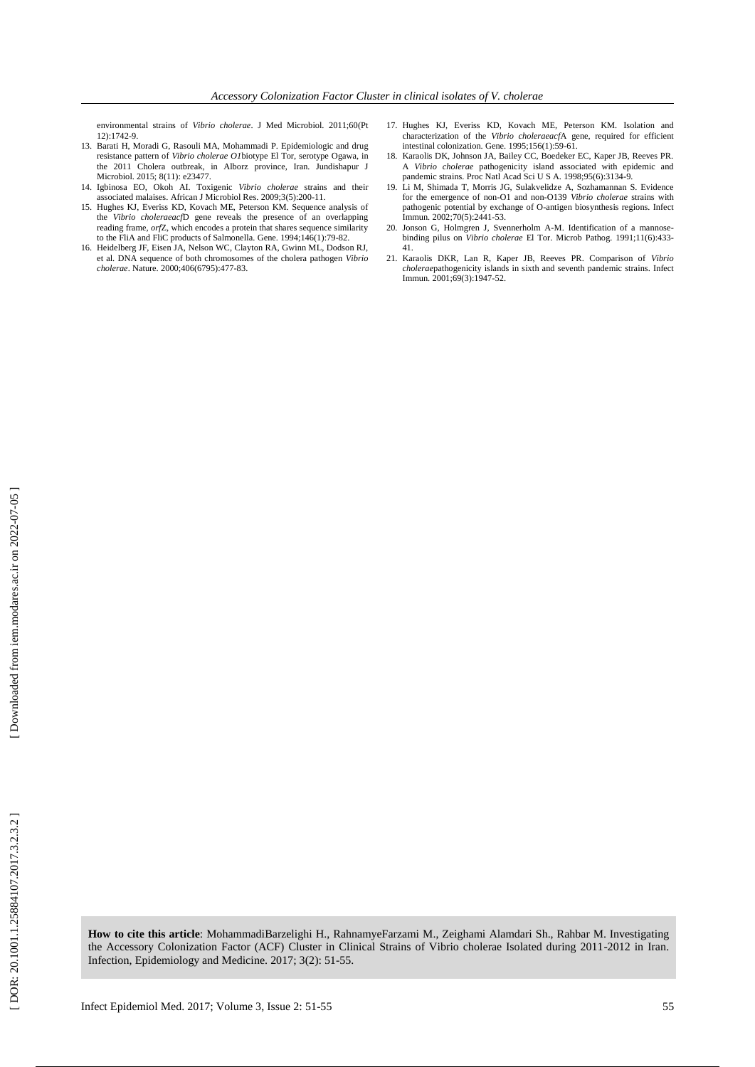environmental strains of *Vibrio cholerae*. J Med Microbiol. 2011;60(Pt 12):1742-9.

13. Barati H, Moradi G, Rasouli MA, Mohammadi P. Epidemiologic and drug resistance pattern of *Vibrio cholerae O1*biotype El Tor, serotype Ogawa, in the 2011 Cholera outbreak, in Alborz province, Iran. Jundishapur J Microbiol. 2015; 8(11): e23477.
14. Igbinosa EO, Okoh AI. Toxigenic *Vibrio cholerae* strains and their associated malaises. African J Microbiol Res. 2009;3(5):200-11.
15. Hughes KJ, Everiss KD, Kovach ME, Peterson KM. Sequence analysis of the *Vibrio choleraeacf*D gene reveals the presence of an overlapping reading frame, *orf*Z, which encodes a protein that shares sequence similarity to the FliA and FliC products of Salmonella. Gene. 1994;146(1):79-82.
16. Heidelberg JF, Eisen JA, Nelson WC, Clayton RA, Gwinn ML, Dodson RJ, et al. DNA sequence of both chromosomes of the cholera pathogen *Vibrio cholerae*. Nature. 2000;406(6795):477-83.
17. Hughes KJ, Everiss KD, Kovach ME, Peterson KM. Isolation and characterization of the *Vibrio choleraeacf*A gene, required for efficient intestinal colonization. Gene. 1995;156(1):59-61.
18. Karaolis DK, Johnson JA, Bailey CC, Boedeker EC, Kaper JB, Reeves PR. A *Vibrio cholerae* pathogenicity island associated with epidemic and pandemic strains. Proc Natl Acad Sci U S A. 1998;95(6):3134-9.
19. Li M, Shimada T, Morris JG, Sulakvelidze A, Sozhamannan S. Evidence for the emergence of non-O1 and non-O139 *Vibrio cholerae* strains with pathogenic potential by exchange of O-antigen biosynthesis regions. Infect Immun. 2002;70(5):2441-53.
20. Jonson G, Holmgren J, Svennerholm A-M. Identification of a mannose-binding pilus on *Vibrio cholerae* El Tor. Microb Pathog. 1991;11(6):433-41.
21. Karaolis DKR, Lan R, Kaper JB, Reeves PR. Comparison of *Vibrio cholerae*pathogenicity islands in sixth and seventh pandemic strains. Infect Immun. 2001;69(3):1947-52.

**How to cite this article**: MohammadiBarzelighi H., RahnamyeFarzami M., Zeighami Alamdari Sh., Rahbar M. Investigating the Accessory Colonization Factor (ACF) Cluster in Clinical Strains of Vibrio cholerae Isolated during 2011-2012 in Iran. Infection, Epidemiology and Medicine. 2017; 3(2): 51-55.